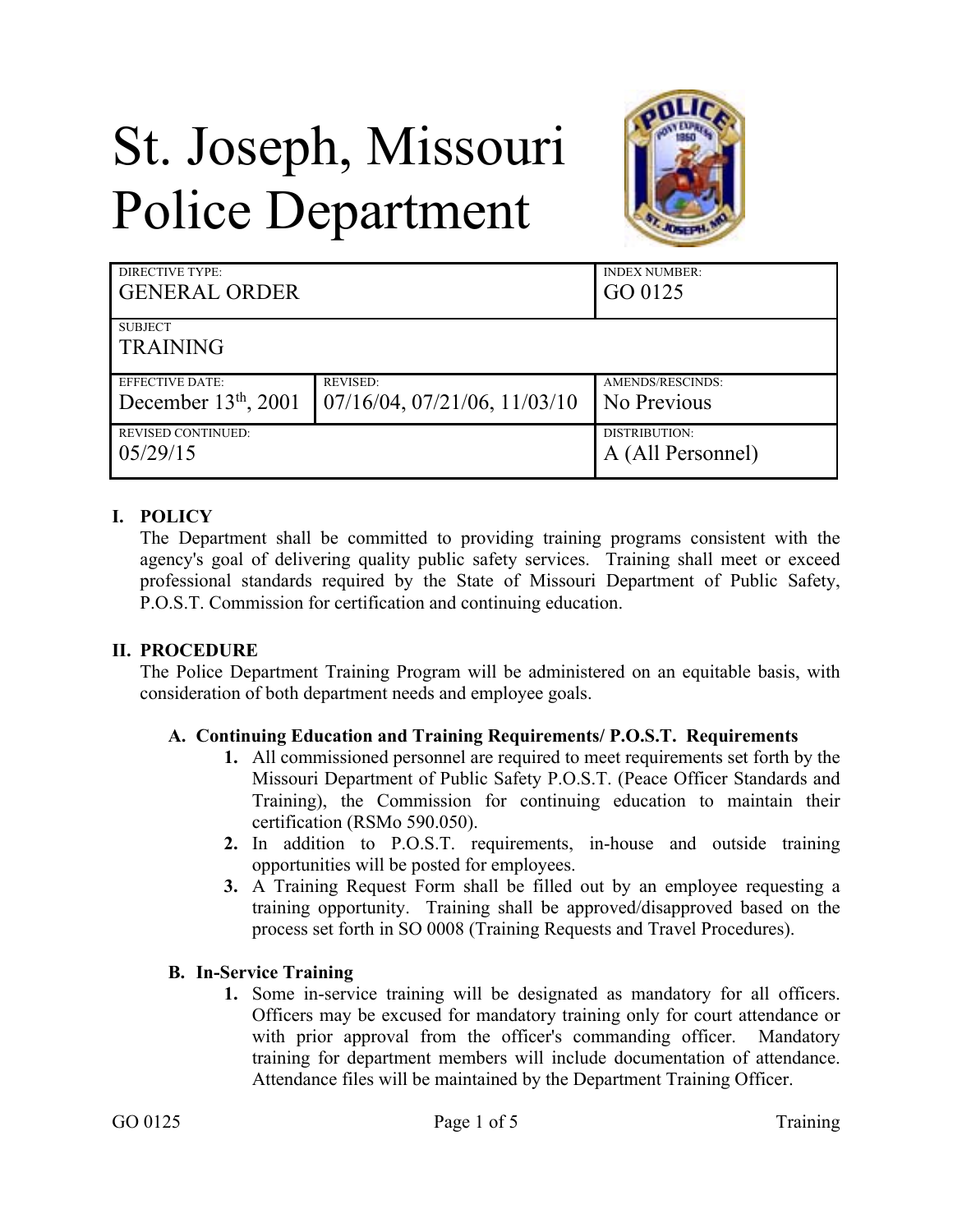# St. Joseph, Missouri Police Department

| DIRECTIVE TYPE: GENERAL ORDER | | INDEX NUMBER: GO 0125 |
|---|---|---|
| SUBJECT TRAINING | | |
| EFFECTIVE DATE: December 13th, 2001 | REVISED: 07/16/04, 07/21/06, 11/03/10 | AMENDS/RESCINDS: No Previous |
| REVISED CONTINUED: 05/29/15 | | DISTRIBUTION: A (All Personnel) |

## I. POLICY

The Department shall be committed to providing training programs consistent with the agency's goal of delivering quality public safety services. Training shall meet or exceed professional standards required by the State of Missouri Department of Public Safety, P.O.S.T. Commission for certification and continuing education.

## II. PROCEDURE

The Police Department Training Program will be administered on an equitable basis, with consideration of both department needs and employee goals.

### A. Continuing Education and Training Requirements/ P.O.S.T. Requirements

1. All commissioned personnel are required to meet requirements set forth by the Missouri Department of Public Safety P.O.S.T. (Peace Officer Standards and Training), the Commission for continuing education to maintain their certification (RSMo 590.050).
2. In addition to P.O.S.T. requirements, in-house and outside training opportunities will be posted for employees.
3. A Training Request Form shall be filled out by an employee requesting a training opportunity. Training shall be approved/disapproved based on the process set forth in SO 0008 (Training Requests and Travel Procedures).

### B. In-Service Training

1. Some in-service training will be designated as mandatory for all officers. Officers may be excused for mandatory training only for court attendance or with prior approval from the officer's commanding officer. Mandatory training for department members will include documentation of attendance. Attendance files will be maintained by the Department Training Officer.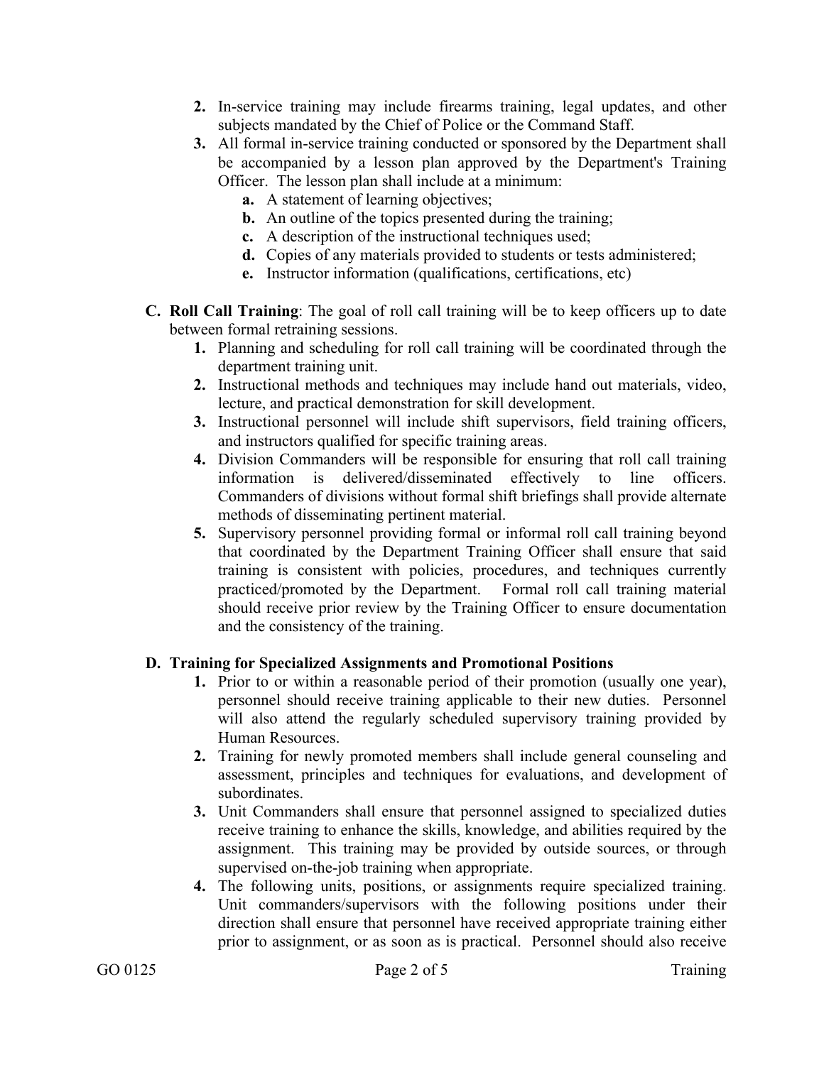2. In-service training may include firearms training, legal updates, and other subjects mandated by the Chief of Police or the Command Staff.
3. All formal in-service training conducted or sponsored by the Department shall be accompanied by a lesson plan approved by the Department's Training Officer. The lesson plan shall include at a minimum:
    - **a.** A statement of learning objectives;
    - **b.** An outline of the topics presented during the training;
    - **c.** A description of the instructional techniques used;
    - **d.** Copies of any materials provided to students or tests administered;
    - **e.** Instructor information (qualifications, certifications, etc)

**C. Roll Call Training**: The goal of roll call training will be to keep officers up to date between formal retraining sessions.

1. Planning and scheduling for roll call training will be coordinated through the department training unit.
2. Instructional methods and techniques may include hand out materials, video, lecture, and practical demonstration for skill development.
3. Instructional personnel will include shift supervisors, field training officers, and instructors qualified for specific training areas.
4. Division Commanders will be responsible for ensuring that roll call training information is delivered/disseminated effectively to line officers. Commanders of divisions without formal shift briefings shall provide alternate methods of disseminating pertinent material.
5. Supervisory personnel providing formal or informal roll call training beyond that coordinated by the Department Training Officer shall ensure that said training is consistent with policies, procedures, and techniques currently practiced/promoted by the Department. Formal roll call training material should receive prior review by the Training Officer to ensure documentation and the consistency of the training.

**D. Training for Specialized Assignments and Promotional Positions**

1. Prior to or within a reasonable period of their promotion (usually one year), personnel should receive training applicable to their new duties. Personnel will also attend the regularly scheduled supervisory training provided by Human Resources.
2. Training for newly promoted members shall include general counseling and assessment, principles and techniques for evaluations, and development of subordinates.
3. Unit Commanders shall ensure that personnel assigned to specialized duties receive training to enhance the skills, knowledge, and abilities required by the assignment. This training may be provided by outside sources, or through supervised on-the-job training when appropriate.
4. The following units, positions, or assignments require specialized training. Unit commanders/supervisors with the following positions under their direction shall ensure that personnel have received appropriate training either prior to assignment, or as soon as is practical. Personnel should also receive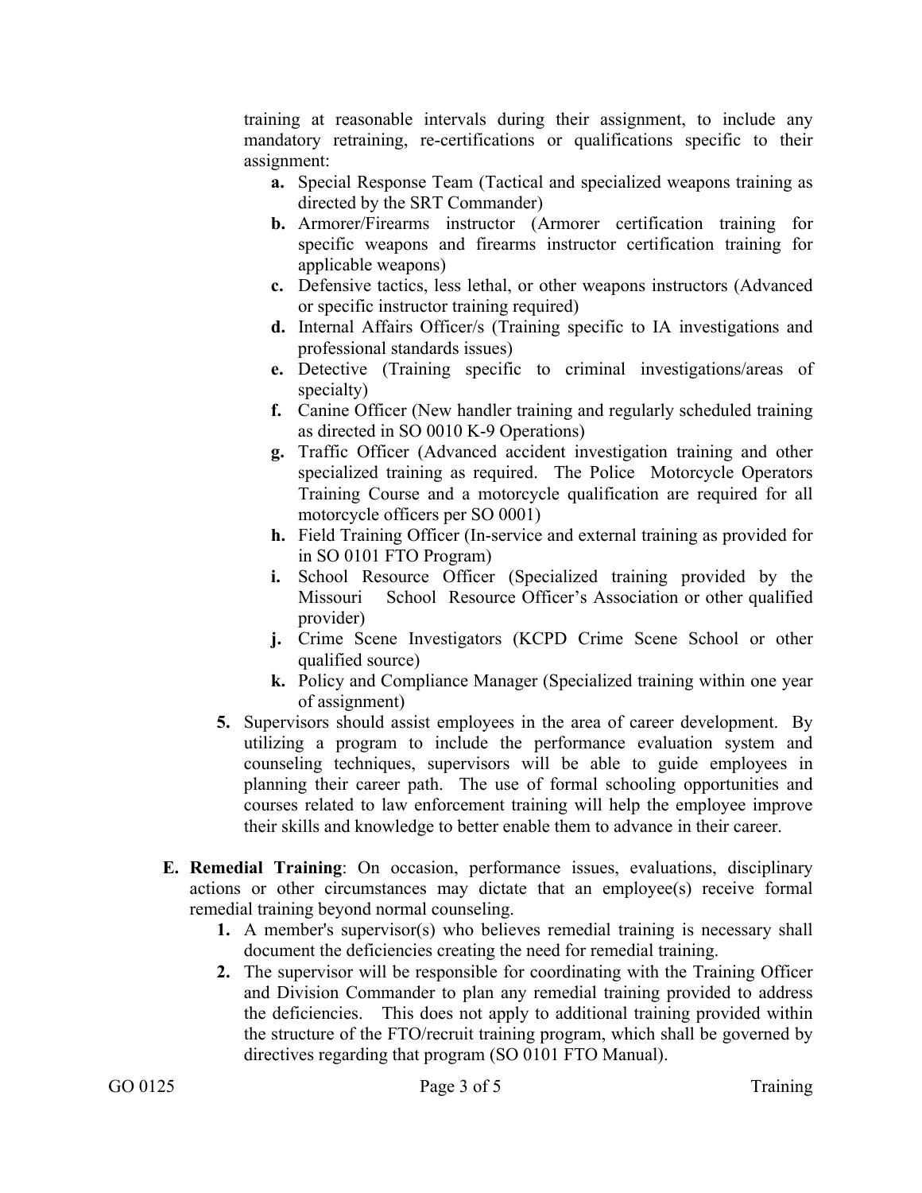training at reasonable intervals during their assignment, to include any mandatory retraining, re-certifications or qualifications specific to their assignment:

   - **a.** Special Response Team (Tactical and specialized weapons training as directed by the SRT Commander)
   - **b.** Armorer/Firearms instructor (Armorer certification training for specific weapons and firearms instructor certification training for applicable weapons)
   - **c.** Defensive tactics, less lethal, or other weapons instructors (Advanced or specific instructor training required)
   - **d.** Internal Affairs Officer/s (Training specific to IA investigations and professional standards issues)
   - **e.** Detective (Training specific to criminal investigations/areas of specialty)
   - **f.** Canine Officer (New handler training and regularly scheduled training as directed in SO 0010 K-9 Operations)
   - **g.** Traffic Officer (Advanced accident investigation training and other specialized training as required. The Police Motorcycle Operators Training Course and a motorcycle qualification are required for all motorcycle officers per SO 0001)
   - **h.** Field Training Officer (In-service and external training as provided for in SO 0101 FTO Program)
   - **i.** School Resource Officer (Specialized training provided by the Missouri School Resource Officer's Association or other qualified provider)
   - **j.** Crime Scene Investigators (KCPD Crime Scene School or other qualified source)
   - **k.** Policy and Compliance Manager (Specialized training within one year of assignment)

**5.** Supervisors should assist employees in the area of career development. By utilizing a program to include the performance evaluation system and counseling techniques, supervisors will be able to guide employees in planning their career path. The use of formal schooling opportunities and courses related to law enforcement training will help the employee improve their skills and knowledge to better enable them to advance in their career.

**E. Remedial Training**: On occasion, performance issues, evaluations, disciplinary actions or other circumstances may dictate that an employee(s) receive formal remedial training beyond normal counseling.

**1.** A member's supervisor(s) who believes remedial training is necessary shall document the deficiencies creating the need for remedial training.

**2.** The supervisor will be responsible for coordinating with the Training Officer and Division Commander to plan any remedial training provided to address the deficiencies. This does not apply to additional training provided within the structure of the FTO/recruit training program, which shall be governed by directives regarding that program (SO 0101 FTO Manual).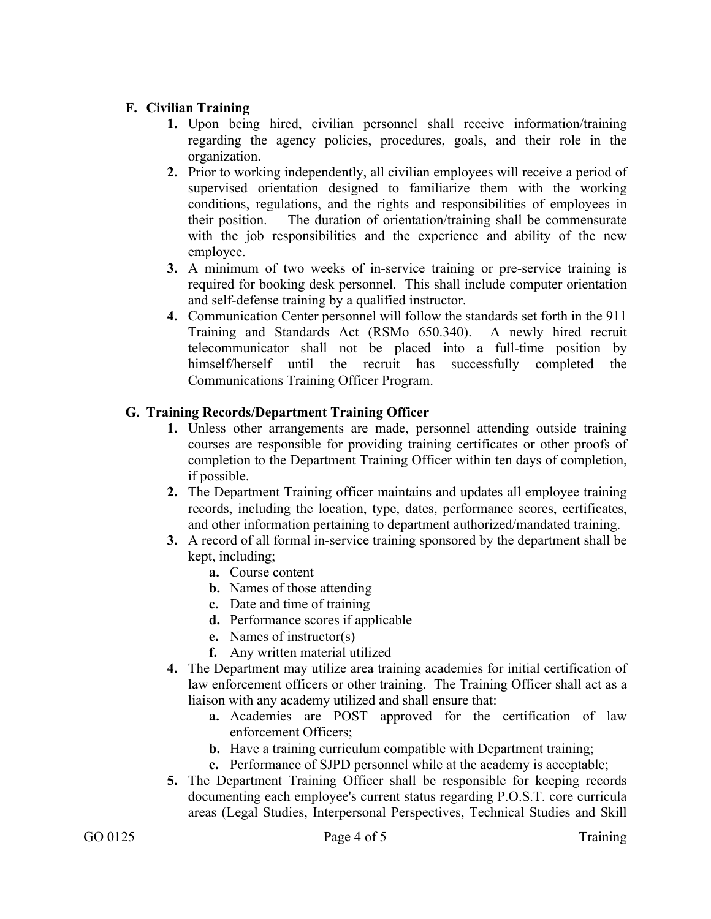## F. Civilian Training

1. Upon being hired, civilian personnel shall receive information/training regarding the agency policies, procedures, goals, and their role in the organization.
2. Prior to working independently, all civilian employees will receive a period of supervised orientation designed to familiarize them with the working conditions, regulations, and the rights and responsibilities of employees in their position. The duration of orientation/training shall be commensurate with the job responsibilities and the experience and ability of the new employee.
3. A minimum of two weeks of in-service training or pre-service training is required for booking desk personnel. This shall include computer orientation and self-defense training by a qualified instructor.
4. Communication Center personnel will follow the standards set forth in the 911 Training and Standards Act (RSMo 650.340). A newly hired recruit telecommunicator shall not be placed into a full-time position by himself/herself until the recruit has successfully completed the Communications Training Officer Program.

## G. Training Records/Department Training Officer

1. Unless other arrangements are made, personnel attending outside training courses are responsible for providing training certificates or other proofs of completion to the Department Training Officer within ten days of completion, if possible.
2. The Department Training officer maintains and updates all employee training records, including the location, type, dates, performance scores, certificates, and other information pertaining to department authorized/mandated training.
3. A record of all formal in-service training sponsored by the department shall be kept, including;
   a. Course content
   b. Names of those attending
   c. Date and time of training
   d. Performance scores if applicable
   e. Names of instructor(s)
   f. Any written material utilized
4. The Department may utilize area training academies for initial certification of law enforcement officers or other training. The Training Officer shall act as a liaison with any academy utilized and shall ensure that:
   a. Academies are POST approved for the certification of law enforcement Officers;
   b. Have a training curriculum compatible with Department training;
   c. Performance of SJPD personnel while at the academy is acceptable;
5. The Department Training Officer shall be responsible for keeping records documenting each employee's current status regarding P.O.S.T. core curricula areas (Legal Studies, Interpersonal Perspectives, Technical Studies and Skill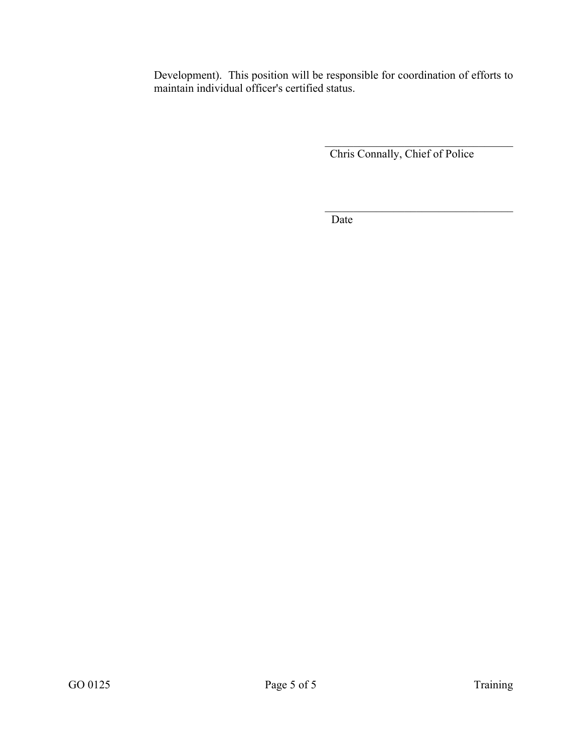Development). This position will be responsible for coordination of efforts to maintain individual officer's certified status.

\_\_\_\_\_\_\_\_\_\_\_\_\_\_\_\_\_\_\_\_\_\_\_\_\_\_\_\_\_\_\_\_

Chris Connally, Chief of Police

\_\_\_\_\_\_\_\_\_\_\_\_\_\_\_\_\_\_\_\_\_\_\_\_\_\_\_\_\_\_\_\_

Date